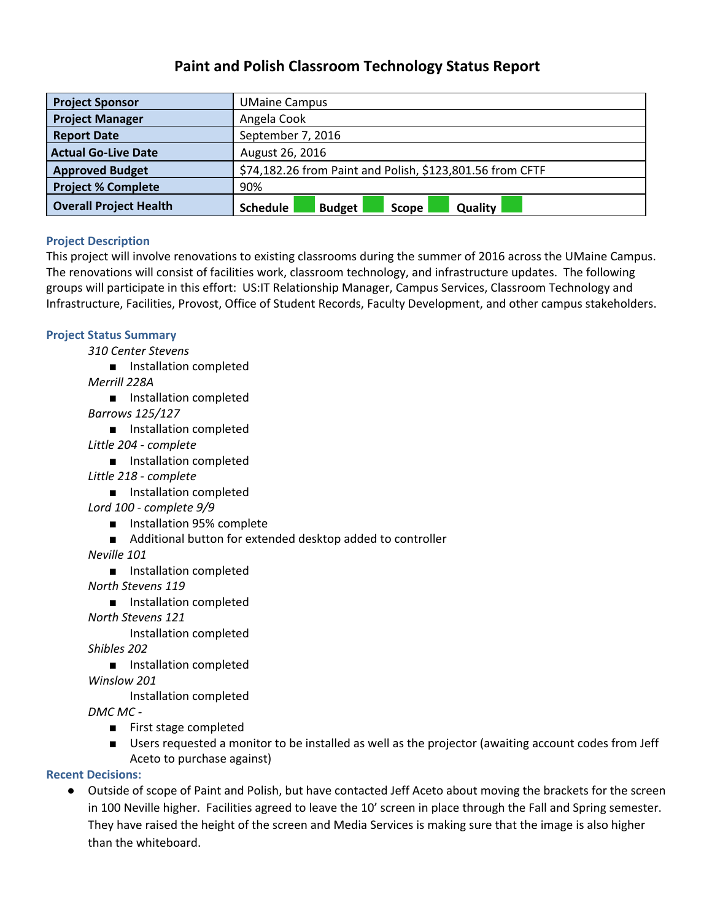# Paint and Polish Classroom Technology Status Report

| | |
|---|---|
| **Project Sponsor** | UMaine Campus |
| **Project Manager** | Angela Cook |
| **Report Date** | September 7, 2016 |
| **Actual Go-Live Date** | August 26, 2016 |
| **Approved Budget** | $74,182.26 from Paint and Polish, $123,801.56 from CFTF |
| **Project % Complete** | 90% |
| **Overall Project Health** | **Schedule** **Budget** **Scope** **Quality** |

### Project Description

This project will involve renovations to existing classrooms during the summer of 2016 across the UMaine Campus. The renovations will consist of facilities work, classroom technology, and infrastructure updates. The following groups will participate in this effort: US:IT Relationship Manager, Campus Services, Classroom Technology and Infrastructure, Facilities, Provost, Office of Student Records, Faculty Development, and other campus stakeholders.

### Project Status Summary

*310 Center Stevens*
- Installation completed

*Merrill 228A*
- Installation completed

*Barrows 125/127*
- Installation completed

*Little 204 - complete*
- Installation completed

*Little 218 - complete*
- Installation completed

*Lord 100 - complete 9/9*
- Installation 95% complete
- Additional button for extended desktop added to controller

*Neville 101*
- Installation completed

*North Stevens 119*
- Installation completed

*North Stevens 121*

Installation completed

*Shibles 202*
- Installation completed

*Winslow 201*

Installation completed

*DMC MC -*
- First stage completed
- Users requested a monitor to be installed as well as the projector (awaiting account codes from Jeff Aceto to purchase against)

### Recent Decisions:

- Outside of scope of Paint and Polish, but have contacted Jeff Aceto about moving the brackets for the screen in 100 Neville higher. Facilities agreed to leave the 10' screen in place through the Fall and Spring semester. They have raised the height of the screen and Media Services is making sure that the image is also higher than the whiteboard.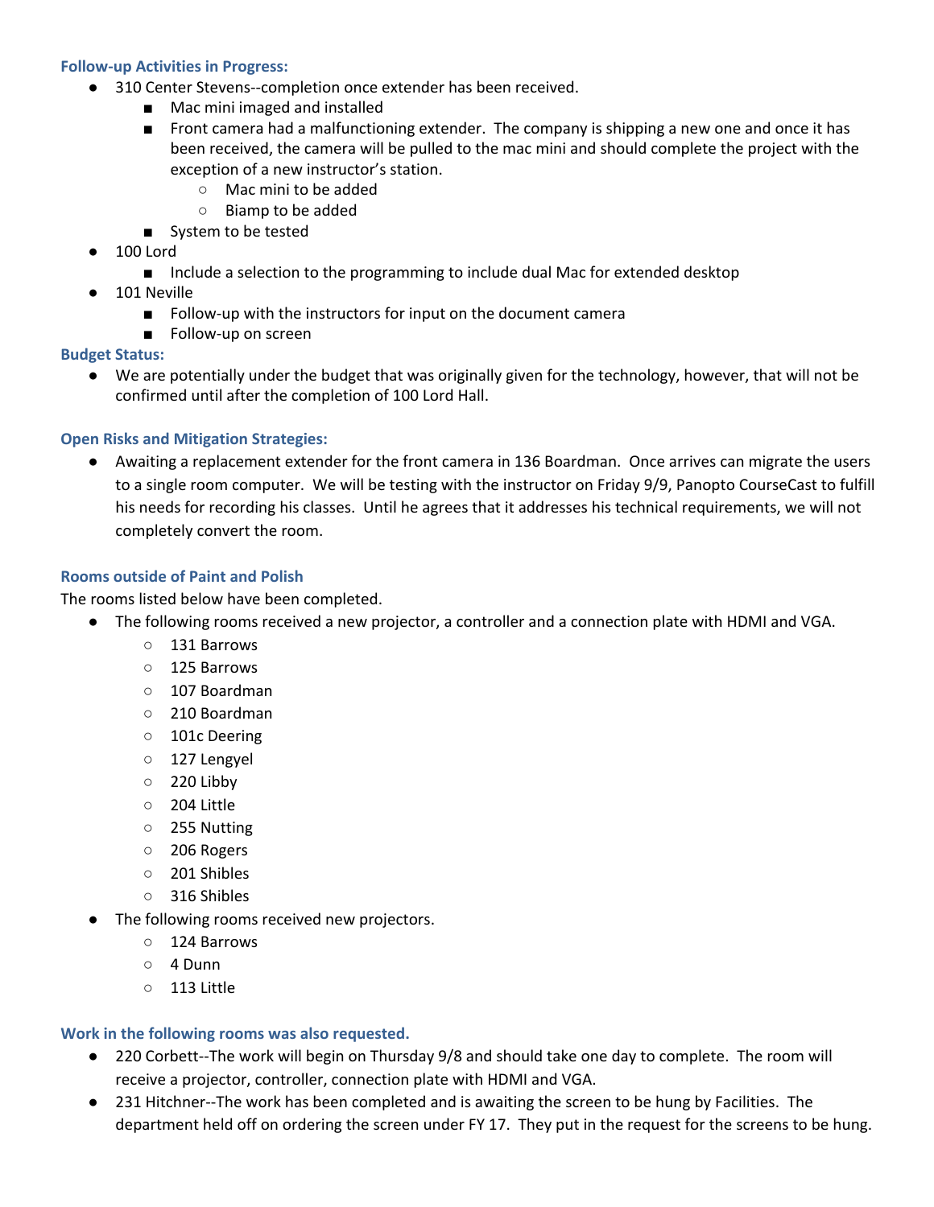### Follow-up Activities in Progress:

- 310 Center Stevens--completion once extender has been received.
    - Mac mini imaged and installed
    - Front camera had a malfunctioning extender. The company is shipping a new one and once it has been received, the camera will be pulled to the mac mini and should complete the project with the exception of a new instructor's station.
        - Mac mini to be added
        - Biamp to be added
    - System to be tested
- 100 Lord
    - Include a selection to the programming to include dual Mac for extended desktop
- 101 Neville
    - Follow-up with the instructors for input on the document camera
    - Follow-up on screen

### Budget Status:

- We are potentially under the budget that was originally given for the technology, however, that will not be confirmed until after the completion of 100 Lord Hall.

### Open Risks and Mitigation Strategies:

- Awaiting a replacement extender for the front camera in 136 Boardman. Once arrives can migrate the users to a single room computer. We will be testing with the instructor on Friday 9/9, Panopto CourseCast to fulfill his needs for recording his classes. Until he agrees that it addresses his technical requirements, we will not completely convert the room.

### Rooms outside of Paint and Polish

The rooms listed below have been completed.

- The following rooms received a new projector, a controller and a connection plate with HDMI and VGA.
    - 131 Barrows
    - 125 Barrows
    - 107 Boardman
    - 210 Boardman
    - 101c Deering
    - 127 Lengyel
    - 220 Libby
    - 204 Little
    - 255 Nutting
    - 206 Rogers
    - 201 Shibles
    - 316 Shibles
- The following rooms received new projectors.
    - 124 Barrows
    - 4 Dunn
    - 113 Little

### Work in the following rooms was also requested.

- 220 Corbett--The work will begin on Thursday 9/8 and should take one day to complete. The room will receive a projector, controller, connection plate with HDMI and VGA.
- 231 Hitchner--The work has been completed and is awaiting the screen to be hung by Facilities. The department held off on ordering the screen under FY 17. They put in the request for the screens to be hung.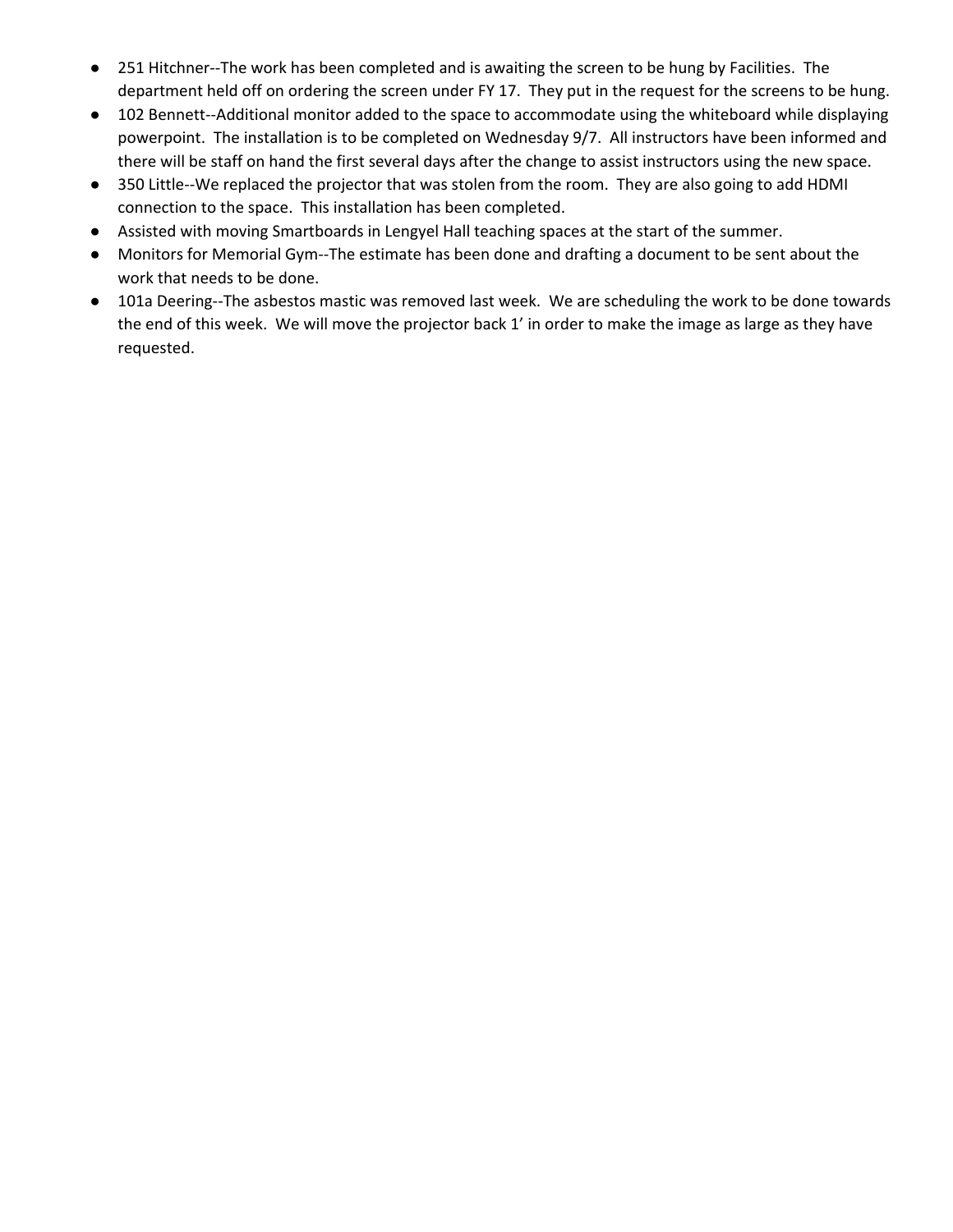- 251 Hitchner--The work has been completed and is awaiting the screen to be hung by Facilities. The department held off on ordering the screen under FY 17. They put in the request for the screens to be hung.
- 102 Bennett--Additional monitor added to the space to accommodate using the whiteboard while displaying powerpoint. The installation is to be completed on Wednesday 9/7. All instructors have been informed and there will be staff on hand the first several days after the change to assist instructors using the new space.
- 350 Little--We replaced the projector that was stolen from the room. They are also going to add HDMI connection to the space. This installation has been completed.
- Assisted with moving Smartboards in Lengyel Hall teaching spaces at the start of the summer.
- Monitors for Memorial Gym--The estimate has been done and drafting a document to be sent about the work that needs to be done.
- 101a Deering--The asbestos mastic was removed last week. We are scheduling the work to be done towards the end of this week. We will move the projector back 1' in order to make the image as large as they have requested.